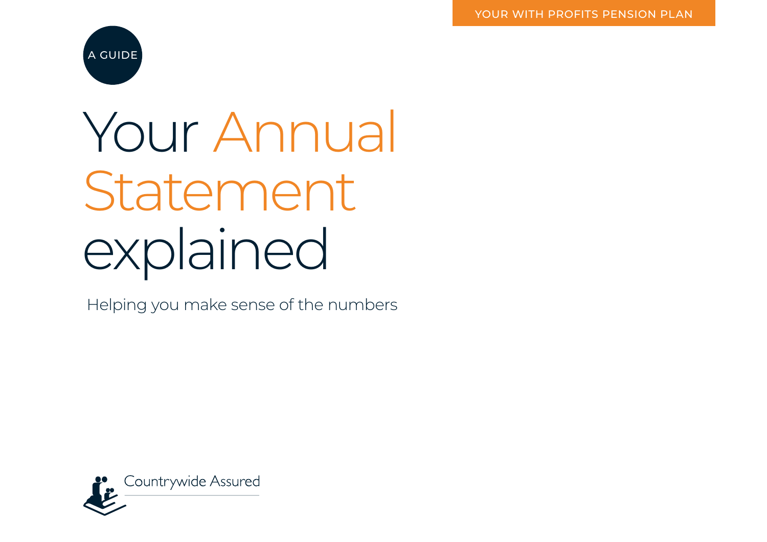YOUR WITH PROFITS PENSION PLAN

A GUIDE

# Your Annual Statement explained

Helping you make sense of the numbers

Countrywide Assured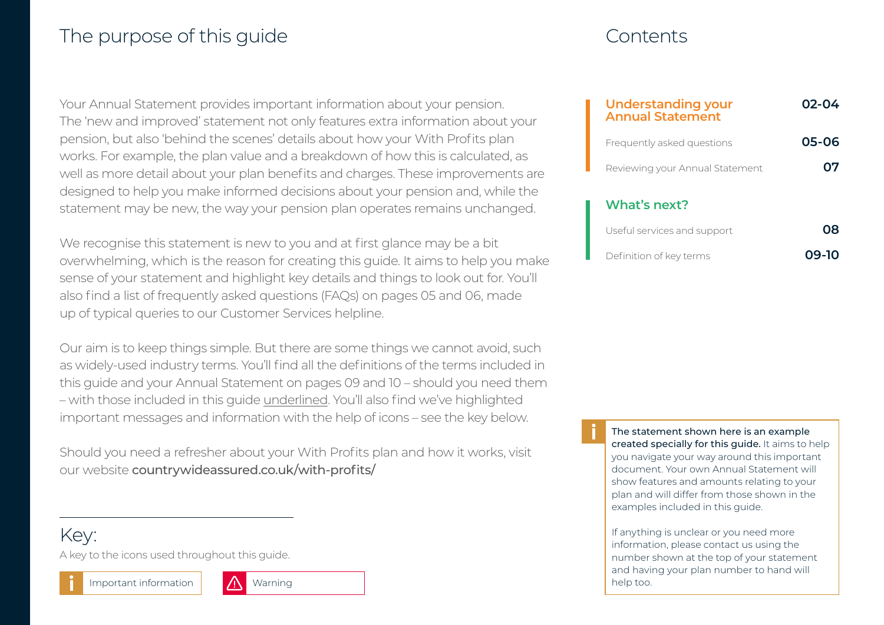# The purpose of this guide

Your Annual Statement provides important information about your pension. The 'new and improved' statement not only features extra information about your pension, but also 'behind the scenes' details about how your With Profits plan works. For example, the plan value and a breakdown of how this is calculated, as well as more detail about your plan benefits and charges. These improvements are designed to help you make informed decisions about your pension and, while the statement may be new, the way your pension plan operates remains unchanged.

We recognise this statement is new to you and at first glance may be a bit overwhelming, which is the reason for creating this guide. It aims to help you make sense of your statement and highlight key details and things to look out for. You'll also find a list of frequently asked questions (FAQs) on pages 05 and 06, made up of typical queries to our Customer Services helpline.

Our aim is to keep things simple. But there are some things we cannot avoid, such as widely-used industry terms. You'll find all the definitions of the terms included in this guide and your Annual Statement on pages 09 and 10 – should you need them – with those included in this guide underlined. You'll also find we've highlighted important messages and information with the help of icons – see the key below.

Should you need a refresher about your With Profits plan and how it works, visit our website **countrywideassured.co.uk/with-profits/**

## Key:

A key to the icons used throughout this guide.

- Important information
- Warning

# Contents

| | |
|---|---|
| **Understanding your Annual Statement** | **02-04** |
| Frequently asked questions | **05-06** |
| Reviewing your Annual Statement | **07** |
| **What's next?** | |
| Useful services and support | **08** |
| Definition of key terms | **09-10** |

**The statement shown here is an example created specially for this guide.** It aims to help you navigate your way around this important document. Your own Annual Statement will show features and amounts relating to your plan and will differ from those shown in the examples included in this guide.

If anything is unclear or you need more information, please contact us using the number shown at the top of your statement and having your plan number to hand will help too.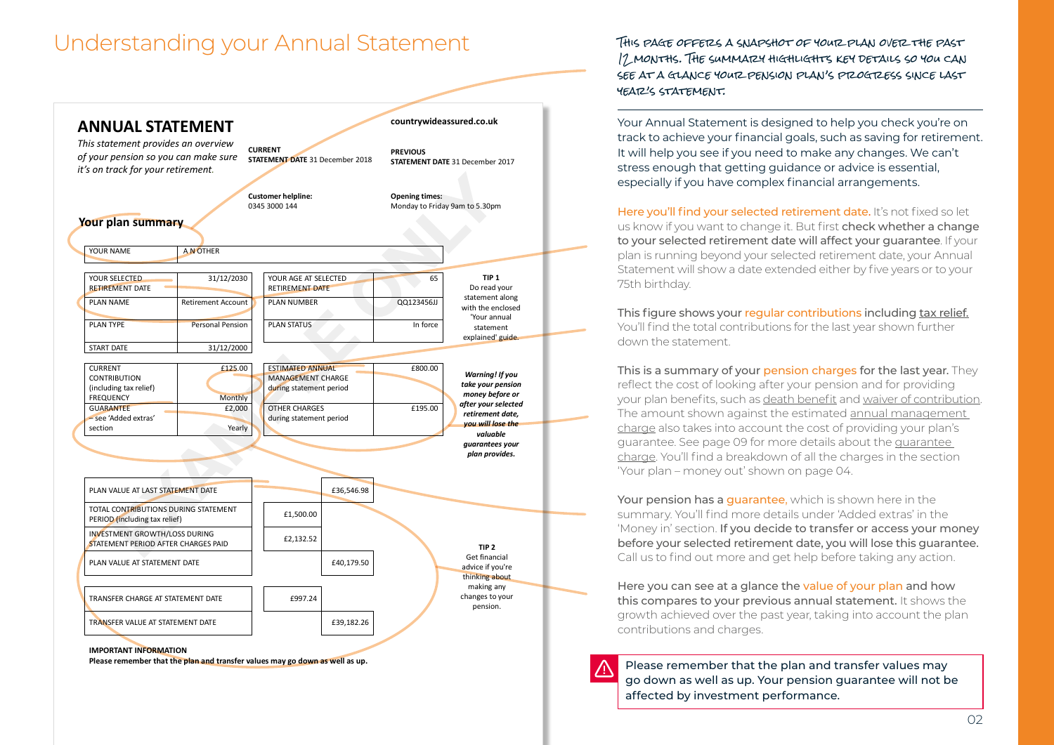# Understanding your Annual Statement

## ANNUAL STATEMENT

*This statement provides an overview of your pension so you can make sure it's on track for your retirement.*

**CURRENT STATEMENT DATE** 31 December 2018

**countrywideassured.co.uk**

**PREVIOUS STATEMENT DATE** 31 December 2017

**Customer helpline:** 0345 3000 144

**Opening times:** Monday to Friday 9am to 5.30pm

### Your plan summary

| YOUR NAME | A N OTHER |
|---|---|

| | | | |
|---|---|---|---|
| YOUR SELECTED RETIREMENT DATE | 31/12/2030 | YOUR AGE AT SELECTED RETIREMENT DATE | 65 |
| PLAN NAME | Retirement Account | PLAN NUMBER | QQ123456JJ |
| PLAN TYPE | Personal Pension | PLAN STATUS | In force |
| START DATE | 31/12/2000 | | |

**TIP 1**
Do read your statement along with the enclosed 'Your annual statement explained' guide.

| | | | |
|---|---|---|---|
| CURRENT CONTRIBUTION (including tax relief) | £125.00 | ESTIMATED ANNUAL MANAGEMENT CHARGE during statement period | £800.00 |
| FREQUENCY | Monthly | | |
| GUARANTEE – see 'Added extras' section | £2,000 | OTHER CHARGES during statement period | £195.00 |
| | Yearly | | |

***Warning! If you take your pension money before or after your selected retirement date, you will lose the valuable guarantees your plan provides.***

| | | |
|---|---|---|
| PLAN VALUE AT LAST STATEMENT DATE | | £36,546.98 |
| TOTAL CONTRIBUTIONS DURING STATEMENT PERIOD (including tax relief) | £1,500.00 | |
| INVESTMENT GROWTH/LOSS DURING STATEMENT PERIOD AFTER CHARGES PAID | £2,132.52 | |
| PLAN VALUE AT STATEMENT DATE | | £40,179.50 |
| TRANSFER CHARGE AT STATEMENT DATE | £997.24 | |
| TRANSFER VALUE AT STATEMENT DATE | | £39,182.26 |

**TIP 2**
Get financial advice if you're thinking about making any changes to your pension.

**IMPORTANT INFORMATION**
**Please remember that the plan and transfer values may go down as well as up.**

THIS PAGE OFFERS A SNAPSHOT OF YOUR PLAN OVER THE PAST 12 MONTHS. THE SUMMARY HIGHLIGHTS KEY DETAILS SO YOU CAN SEE AT A GLANCE YOUR PENSION PLAN'S PROGRESS SINCE LAST YEAR'S STATEMENT.

Your Annual Statement is designed to help you check you're on track to achieve your financial goals, such as saving for retirement. It will help you see if you need to make any changes. We can't stress enough that getting guidance or advice is essential, especially if you have complex financial arrangements.

Here you'll find your selected retirement date. It's not fixed so let us know if you want to change it. But first check whether a change to your selected retirement date will affect your guarantee. If your plan is running beyond your selected retirement date, your Annual Statement will show a date extended either by five years or to your 75th birthday.

This figure shows your regular contributions including tax relief. You'll find the total contributions for the last year shown further down the statement.

This is a summary of your pension charges for the last year. They reflect the cost of looking after your pension and for providing your plan benefits, such as death benefit and waiver of contribution. The amount shown against the estimated annual management charge also takes into account the cost of providing your plan's guarantee. See page 09 for more details about the guarantee charge. You'll find a breakdown of all the charges in the section 'Your plan – money out' shown on page 04.

Your pension has a guarantee, which is shown here in the summary. You'll find more details under 'Added extras' in the 'Money in' section. If you decide to transfer or access your money before your selected retirement date, you will lose this guarantee. Call us to find out more and get help before taking any action.

Here you can see at a glance the value of your plan and how this compares to your previous annual statement. It shows the growth achieved over the past year, taking into account the plan contributions and charges.

⚠ Please remember that the plan and transfer values may go down as well as up. Your pension guarantee will not be affected by investment performance.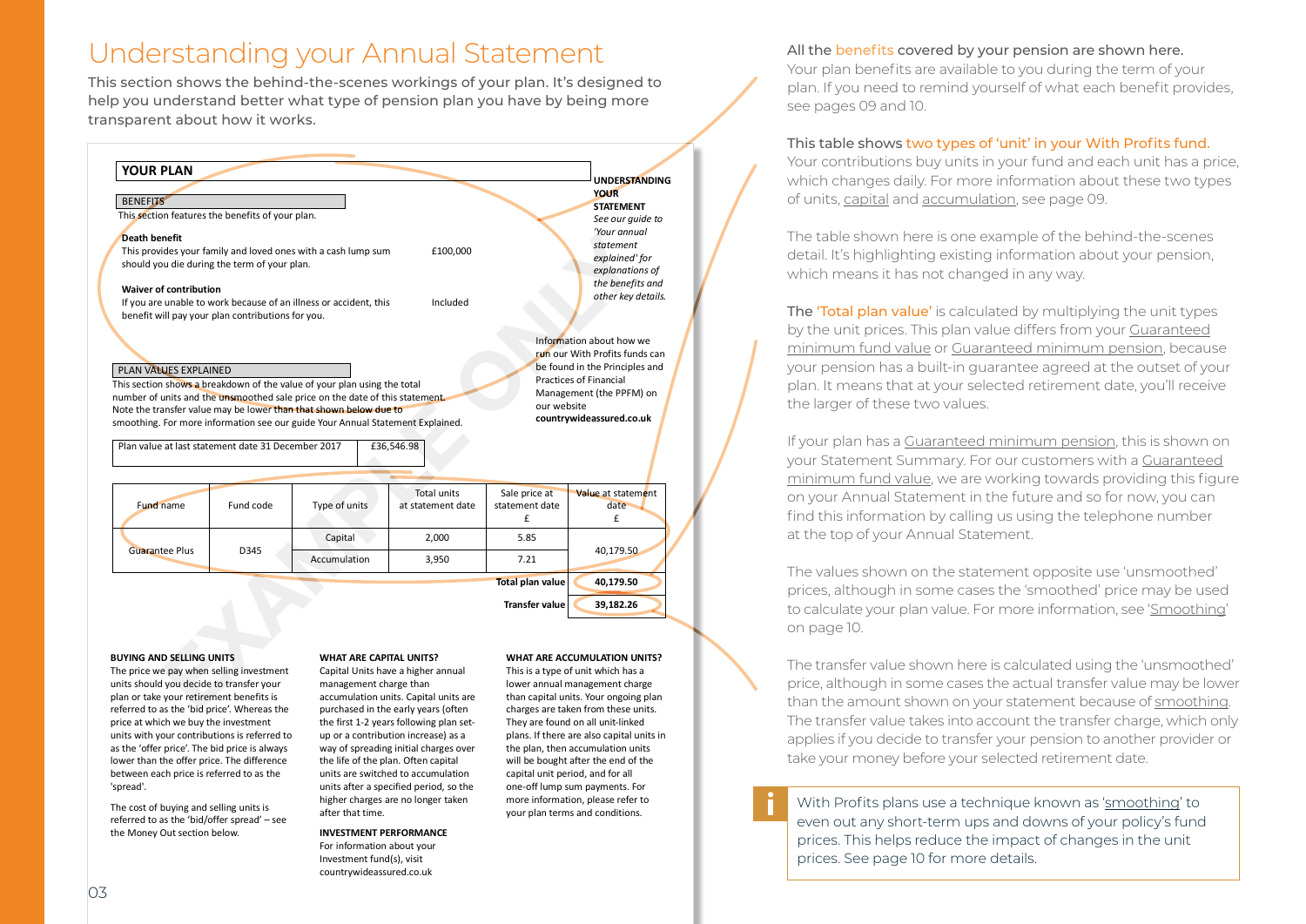# Understanding your Annual Statement

This section shows the behind-the-scenes workings of your plan. It's designed to help you understand better what type of pension plan you have by being more transparent about how it works.

## YOUR PLAN

**UNDERSTANDING YOUR STATEMENT**

*See our guide to 'Your annual statement explained' for explanations of the benefits and other key details.*

### BENEFITS

This section features the benefits of your plan.

**Death benefit**

This provides your family and loved ones with a cash lump sum should you die during the term of your plan. — £100,000

**Waiver of contribution**

If you are unable to work because of an illness or accident, this benefit will pay your plan contributions for you. — Included

### PLAN VALUES EXPLAINED

This section shows a breakdown of the value of your plan using the total number of units and the unsmoothed sale price on the date of this statement. Note the transfer value may be lower than that shown below due to smoothing. For more information see our guide Your Annual Statement Explained.

Information about how we run our With Profits funds can be found in the Principles and Practices of Financial Management (the PPFM) on our website **countrywideassured.co.uk**

| Plan value at last statement date 31 December 2017 | £36,546.98 |
|---|---|

| Fund name | Fund code | Type of units | Total units at statement date | Sale price at statement date £ | Value at statement date £ |
|---|---|---|---|---|---|
| Guarantee Plus | D345 | Capital | 2,000 | 5.85 | 40,179.50 |
| | | Accumulation | 3,950 | 7.21 | |
| | | | | **Total plan value** | **40,179.50** |
| | | | | **Transfer value** | **39,182.26** |

EXAMPLE ONLY

**BUYING AND SELLING UNITS**

The price we pay when selling investment units should you decide to transfer your plan or take your retirement benefits is referred to as the 'bid price'. Whereas the price at which we buy the investment units with your contributions is referred to as the 'offer price'. The bid price is always lower than the offer price. The difference between each price is referred to as the 'spread'.

The cost of buying and selling units is referred to as the 'bid/offer spread' – see the Money Out section below.

**WHAT ARE CAPITAL UNITS?**

Capital Units have a higher annual management charge than accumulation units. Capital units are purchased in the early years (often the first 1-2 years following plan set-up or a contribution increase) as a way of spreading initial charges over the life of the plan. Often capital units are switched to accumulation units after a specified period, so the higher charges are no longer taken after that time.

**INVESTMENT PERFORMANCE**

For information about your Investment fund(s), visit countrywideassured.co.uk

**WHAT ARE ACCUMULATION UNITS?**

This is a type of unit which has a lower annual management charge than capital units. Your ongoing plan charges are taken from these units. They are found on all unit-linked plans. If there are also capital units in the plan, then accumulation units will be bought after the end of the capital unit period, and for all one-off lump sum payments. For more information, please refer to your plan terms and conditions.

---

All the benefits covered by your pension are shown here.
Your plan benefits are available to you during the term of your plan. If you need to remind yourself of what each benefit provides, see pages 09 and 10.

This table shows two types of 'unit' in your With Profits fund.
Your contributions buy units in your fund and each unit has a price, which changes daily. For more information about these two types of units, capital and accumulation, see page 09.

The table shown here is one example of the behind-the-scenes detail. It's highlighting existing information about your pension, which means it has not changed in any way.

The 'Total plan value' is calculated by multiplying the unit types by the unit prices. This plan value differs from your Guaranteed minimum fund value or Guaranteed minimum pension, because your pension has a built-in guarantee agreed at the outset of your plan. It means that at your selected retirement date, you'll receive the larger of these two values.

If your plan has a Guaranteed minimum pension, this is shown on your Statement Summary. For our customers with a Guaranteed minimum fund value, we are working towards providing this figure on your Annual Statement in the future and so for now, you can find this information by calling us using the telephone number at the top of your Annual Statement.

The values shown on the statement opposite use 'unsmoothed' prices, although in some cases the 'smoothed' price may be used to calculate your plan value. For more information, see 'Smoothing' on page 10.

The transfer value shown here is calculated using the 'unsmoothed' price, although in some cases the actual transfer value may be lower than the amount shown on your statement because of smoothing. The transfer value takes into account the transfer charge, which only applies if you decide to transfer your pension to another provider or take your money before your selected retirement date.

> With Profits plans use a technique known as 'smoothing' to even out any short-term ups and downs of your policy's fund prices. This helps reduce the impact of changes in the unit prices. See page 10 for more details.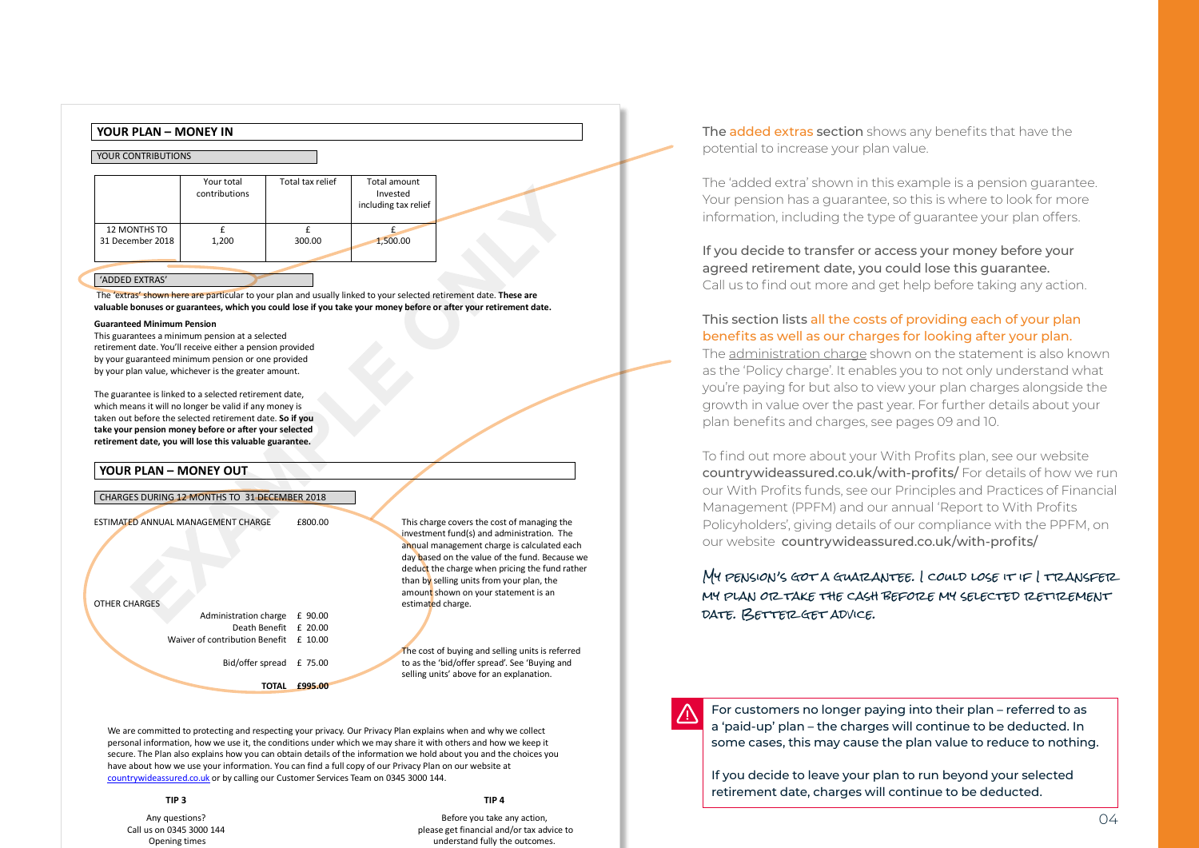## YOUR PLAN – MONEY IN

YOUR CONTRIBUTIONS

| | Your total contributions | Total tax relief | Total amount Invested including tax relief |
|---|---|---|---|
| 12 MONTHS TO 31 December 2018 | £ 1,200 | £ 300.00 | £ 1,500.00 |

'ADDED EXTRAS'

The 'extras' shown here are particular to your plan and usually linked to your selected retirement date. **These are valuable bonuses or guarantees, which you could lose if you take your money before or after your retirement date.**

**Guaranteed Minimum Pension**

This guarantees a minimum pension at a selected retirement date. You'll receive either a pension provided by your guaranteed minimum pension or one provided by your plan value, whichever is the greater amount.

The guarantee is linked to a selected retirement date, which means it will no longer be valid if any money is taken out before the selected retirement date. **So if you take your pension money before or after your selected retirement date, you will lose this valuable guarantee.**

## YOUR PLAN – MONEY OUT

CHARGES DURING 12 MONTHS TO 31 DECEMBER 2018

ESTIMATED ANNUAL MANAGEMENT CHARGE £800.00

This charge covers the cost of managing the investment fund(s) and administration. The annual management charge is calculated each day based on the value of the fund. Because we deduct the charge when pricing the fund rather than by selling units from your plan, the amount shown on your statement is an estimated charge.

OTHER CHARGES

| | |
|---|---|
| Administration charge | £ 90.00 |
| Death Benefit | £ 20.00 |
| Waiver of contribution Benefit | £ 10.00 |
| Bid/offer spread | £ 75.00 |
| **TOTAL** | **£995.00** |

The cost of buying and selling units is referred to as the 'bid/offer spread'. See 'Buying and selling units' above for an explanation.

We are committed to protecting and respecting your privacy. Our Privacy Plan explains when and why we collect personal information, how we use it, the conditions under which we may share it with others and how we keep it secure. The Plan also explains how you can obtain details of the information we hold about you and the choices you have about how we use your information. You can find a full copy of our Privacy Plan on our website at countrywideassured.co.uk or by calling our Customer Services Team on 0345 3000 144.

**TIP 3**

Any questions?
Call us on 0345 3000 144
Opening times

**TIP 4**

Before you take any action, please get financial and/or tax advice to understand fully the outcomes.

EXAMPLE ONLY

The added extras section shows any benefits that have the potential to increase your plan value.

The 'added extra' shown in this example is a pension guarantee. Your pension has a guarantee, so this is where to look for more information, including the type of guarantee your plan offers.

If you decide to transfer or access your money before your agreed retirement date, you could lose this guarantee.
Call us to find out more and get help before taking any action.

This section lists all the costs of providing each of your plan benefits as well as our charges for looking after your plan.
The administration charge shown on the statement is also known as the 'Policy charge'. It enables you to not only understand what you're paying for but also to view your plan charges alongside the growth in value over the past year. For further details about your plan benefits and charges, see pages 09 and 10.

To find out more about your With Profits plan, see our website countrywideassured.co.uk/with-profits/ For details of how we run our With Profits funds, see our Principles and Practices of Financial Management (PPFM) and our annual 'Report to With Profits Policyholders', giving details of our compliance with the PPFM, on our website countrywideassured.co.uk/with-profits/

*My pension's got a guarantee. I could lose it if I transfer my plan or take the cash before my selected retirement date. Better get advice.*

⚠ For customers no longer paying into their plan – referred to as a 'paid-up' plan – the charges will continue to be deducted. In some cases, this may cause the plan value to reduce to nothing.

If you decide to leave your plan to run beyond your selected retirement date, charges will continue to be deducted.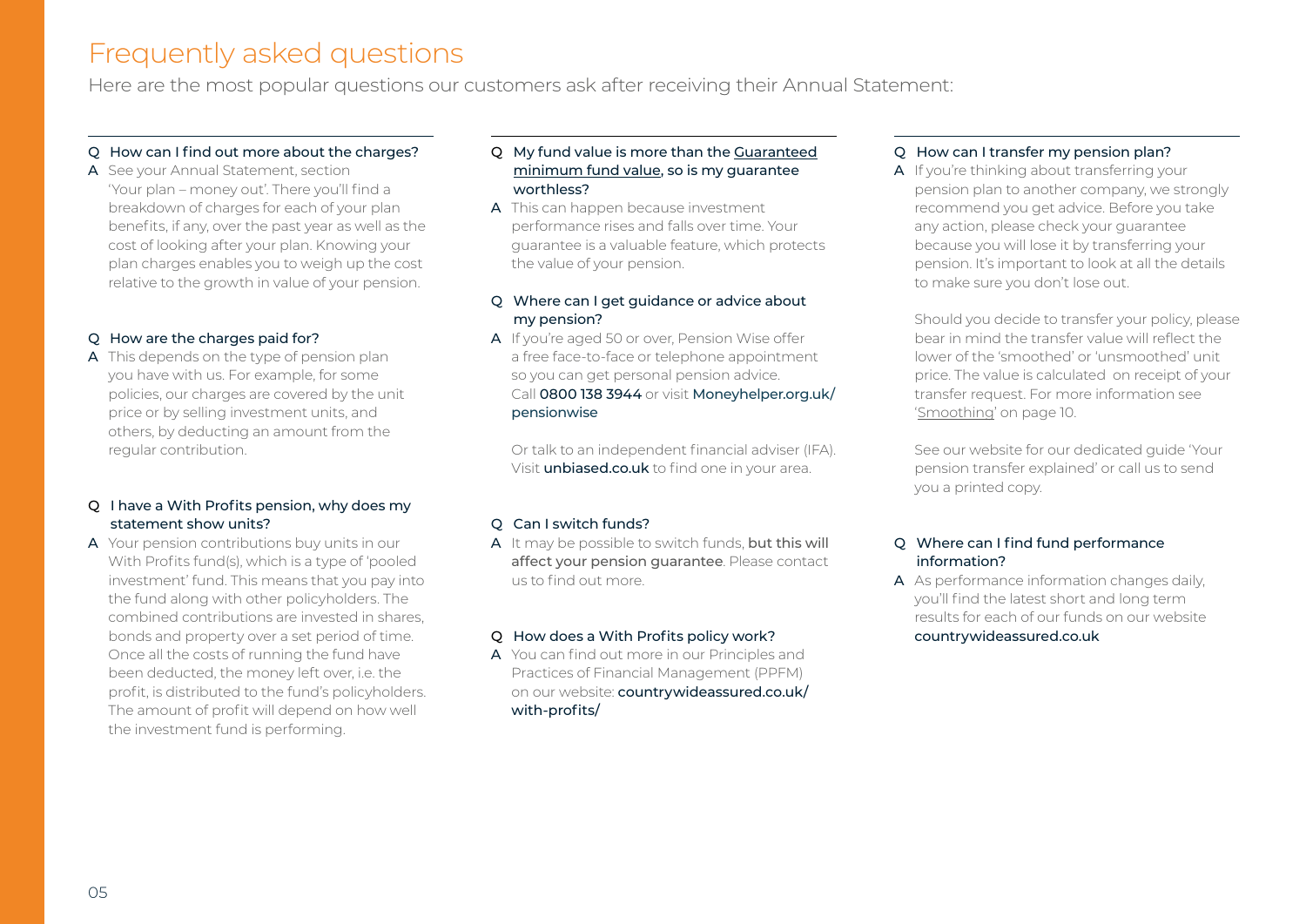# Frequently asked questions

Here are the most popular questions our customers ask after receiving their Annual Statement:

**Q How can I find out more about the charges?**

A See your Annual Statement, section 'Your plan – money out'. There you'll find a breakdown of charges for each of your plan benefits, if any, over the past year as well as the cost of looking after your plan. Knowing your plan charges enables you to weigh up the cost relative to the growth in value of your pension.

**Q How are the charges paid for?**

A This depends on the type of pension plan you have with us. For example, for some policies, our charges are covered by the unit price or by selling investment units, and others, by deducting an amount from the regular contribution.

**Q I have a With Profits pension, why does my statement show units?**

A Your pension contributions buy units in our With Profits fund(s), which is a type of 'pooled investment' fund. This means that you pay into the fund along with other policyholders. The combined contributions are invested in shares, bonds and property over a set period of time. Once all the costs of running the fund have been deducted, the money left over, i.e. the profit, is distributed to the fund's policyholders. The amount of profit will depend on how well the investment fund is performing.

**Q My fund value is more than the Guaranteed minimum fund value, so is my guarantee worthless?**

A This can happen because investment performance rises and falls over time. Your guarantee is a valuable feature, which protects the value of your pension.

**Q Where can I get guidance or advice about my pension?**

A If you're aged 50 or over, Pension Wise offer a free face-to-face or telephone appointment so you can get personal pension advice. Call 0800 138 3944 or visit Moneyhelper.org.uk/pensionwise

Or talk to an independent financial adviser (IFA). Visit **unbiased.co.uk** to find one in your area.

**Q Can I switch funds?**

A It may be possible to switch funds, **but this will affect your pension guarantee**. Please contact us to find out more.

**Q How does a With Profits policy work?**

A You can find out more in our Principles and Practices of Financial Management (PPFM) on our website: **countrywideassured.co.uk/with-profits/**

**Q How can I transfer my pension plan?**

A If you're thinking about transferring your pension plan to another company, we strongly recommend you get advice. Before you take any action, please check your guarantee because you will lose it by transferring your pension. It's important to look at all the details to make sure you don't lose out.

Should you decide to transfer your policy, please bear in mind the transfer value will reflect the lower of the 'smoothed' or 'unsmoothed' unit price. The value is calculated on receipt of your transfer request. For more information see 'Smoothing' on page 10.

See our website for our dedicated guide 'Your pension transfer explained' or call us to send you a printed copy.

**Q Where can I find fund performance information?**

A As performance information changes daily, you'll find the latest short and long term results for each of our funds on our website countrywideassured.co.uk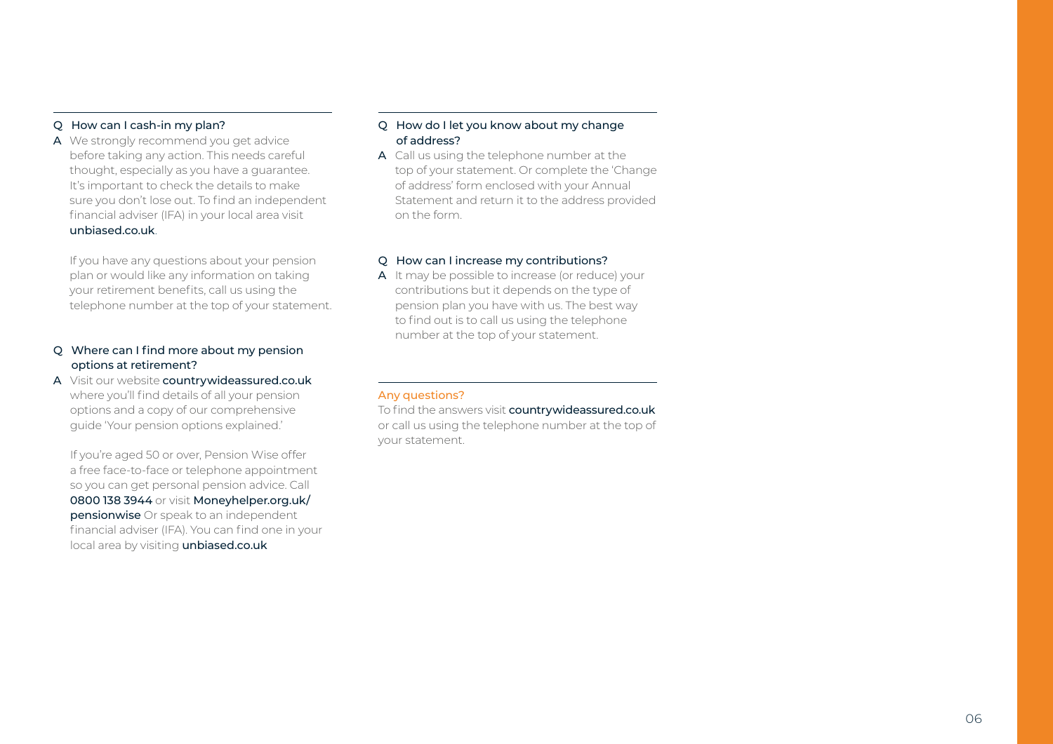**Q How can I cash-in my plan?**

**A** We strongly recommend you get advice before taking any action. This needs careful thought, especially as you have a guarantee. It's important to check the details to make sure you don't lose out. To find an independent financial adviser (IFA) in your local area visit **unbiased.co.uk**.

If you have any questions about your pension plan or would like any information on taking your retirement benefits, call us using the telephone number at the top of your statement.

**Q Where can I find more about my pension options at retirement?**

**A** Visit our website **countrywideassured.co.uk** where you'll find details of all your pension options and a copy of our comprehensive guide 'Your pension options explained.'

If you're aged 50 or over, Pension Wise offer a free face-to-face or telephone appointment so you can get personal pension advice. Call **0800 138 3944** or visit **Moneyhelper.org.uk/pensionwise** Or speak to an independent financial adviser (IFA). You can find one in your local area by visiting **unbiased.co.uk**

**Q How do I let you know about my change of address?**

**A** Call us using the telephone number at the top of your statement. Or complete the 'Change of address' form enclosed with your Annual Statement and return it to the address provided on the form.

**Q How can I increase my contributions?**

**A** It may be possible to increase (or reduce) your contributions but it depends on the type of pension plan you have with us. The best way to find out is to call us using the telephone number at the top of your statement.

## Any questions?

To find the answers visit **countrywideassured.co.uk** or call us using the telephone number at the top of your statement.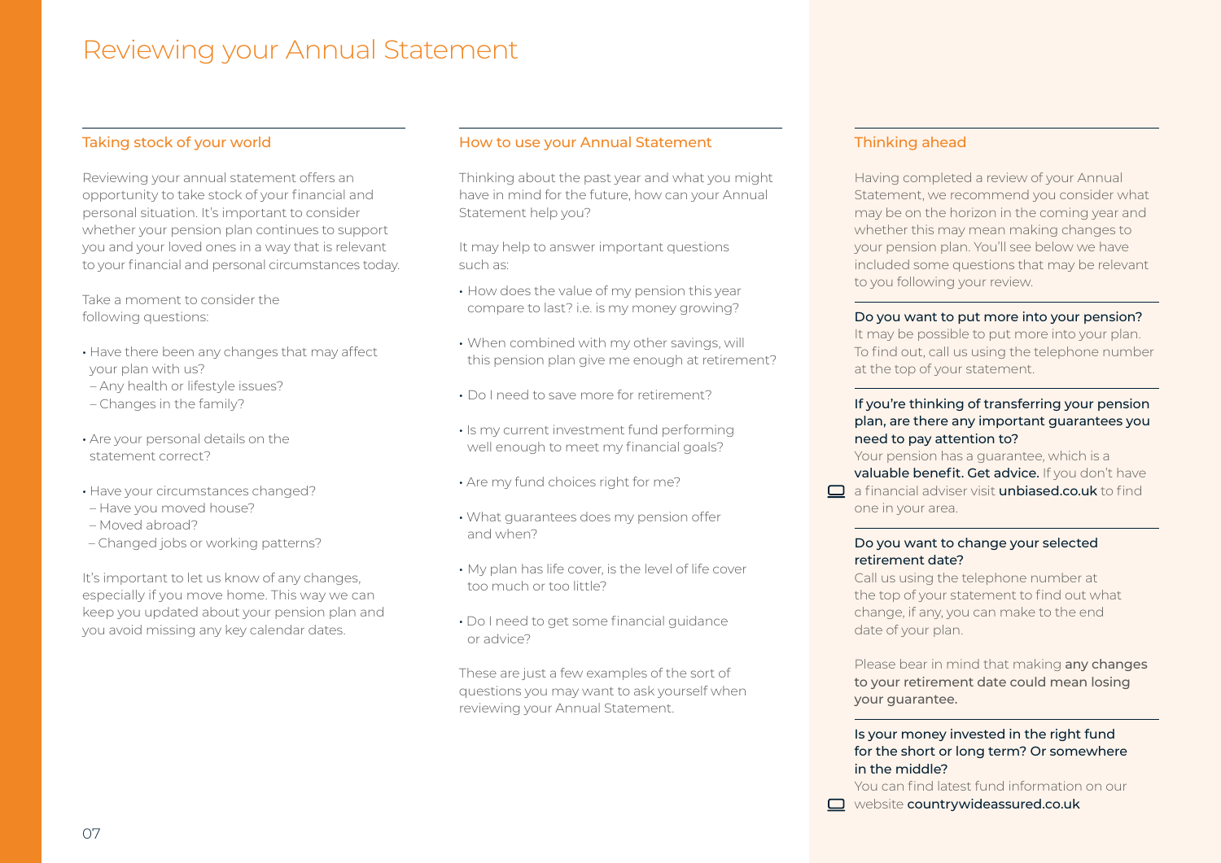# Reviewing your Annual Statement

## Taking stock of your world

Reviewing your annual statement offers an opportunity to take stock of your financial and personal situation. It's important to consider whether your pension plan continues to support you and your loved ones in a way that is relevant to your financial and personal circumstances today.

Take a moment to consider the following questions:

- Have there been any changes that may affect your plan with us?
  - Any health or lifestyle issues?
  - Changes in the family?
- Are your personal details on the statement correct?
- Have your circumstances changed?
  - Have you moved house?
  - Moved abroad?
  - Changed jobs or working patterns?

It's important to let us know of any changes, especially if you move home. This way we can keep you updated about your pension plan and you avoid missing any key calendar dates.

## How to use your Annual Statement

Thinking about the past year and what you might have in mind for the future, how can your Annual Statement help you?

It may help to answer important questions such as:

- How does the value of my pension this year compare to last? i.e. is my money growing?
- When combined with my other savings, will this pension plan give me enough at retirement?
- Do I need to save more for retirement?
- Is my current investment fund performing well enough to meet my financial goals?
- Are my fund choices right for me?
- What guarantees does my pension offer and when?
- My plan has life cover, is the level of life cover too much or too little?
- Do I need to get some financial guidance or advice?

These are just a few examples of the sort of questions you may want to ask yourself when reviewing your Annual Statement.

## Thinking ahead

Having completed a review of your Annual Statement, we recommend you consider what may be on the horizon in the coming year and whether this may mean making changes to your pension plan. You'll see below we have included some questions that may be relevant to you following your review.

**Do you want to put more into your pension?**
It may be possible to put more into your plan. To find out, call us using the telephone number at the top of your statement.

**If you're thinking of transferring your pension plan, are there any important guarantees you need to pay attention to?**
Your pension has a guarantee, which is a **valuable benefit. Get advice.** If you don't have a financial adviser visit **unbiased.co.uk** to find one in your area.

**Do you want to change your selected retirement date?**
Call us using the telephone number at the top of your statement to find out what change, if any, you can make to the end date of your plan.

Please bear in mind that making **any changes to your retirement date could mean losing your guarantee.**

**Is your money invested in the right fund for the short or long term? Or somewhere in the middle?**
You can find latest fund information on our website **countrywideassured.co.uk**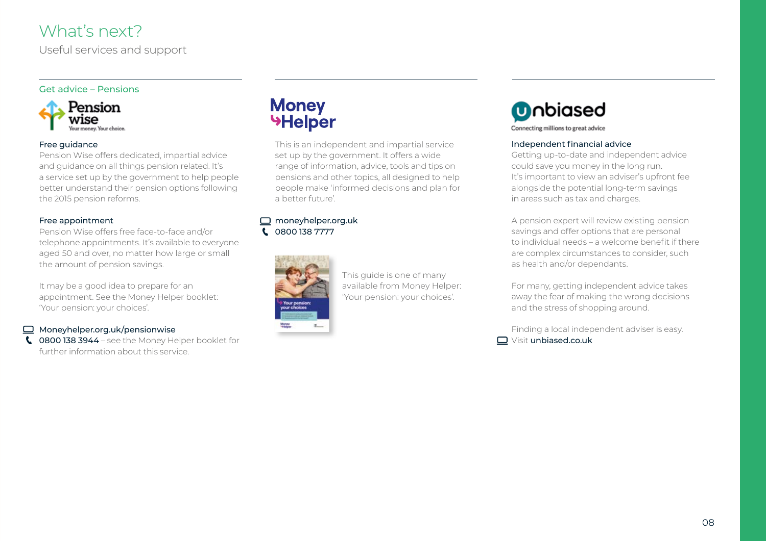# What's next?

Useful services and support

## Get advice – Pensions

Pension wise

Your money. Your choice.

### Free guidance

Pension Wise offers dedicated, impartial advice and guidance on all things pension related. It's a service set up by the government to help people better understand their pension options following the 2015 pension reforms.

### Free appointment

Pension Wise offers free face-to-face and/or telephone appointments. It's available to everyone aged 50 and over, no matter how large or small the amount of pension savings.

It may be a good idea to prepare for an appointment. See the Money Helper booklet: 'Your pension: your choices'.

Moneyhelper.org.uk/pensionwise

0800 138 3944 – see the Money Helper booklet for further information about this service.

## Money Helper

This is an independent and impartial service set up by the government. It offers a wide range of information, advice, tools and tips on pensions and other topics, all designed to help people make 'informed decisions and plan for a better future'.

moneyhelper.org.uk

0800 138 7777

This guide is one of many available from Money Helper: 'Your pension: your choices'.

## unbiased

Connecting millions to great advice

### Independent financial advice

Getting up-to-date and independent advice could save you money in the long run. It's important to view an adviser's upfront fee alongside the potential long-term savings in areas such as tax and charges.

A pension expert will review existing pension savings and offer options that are personal to individual needs – a welcome benefit if there are complex circumstances to consider, such as health and/or dependants.

For many, getting independent advice takes away the fear of making the wrong decisions and the stress of shopping around.

Finding a local independent adviser is easy.

Visit unbiased.co.uk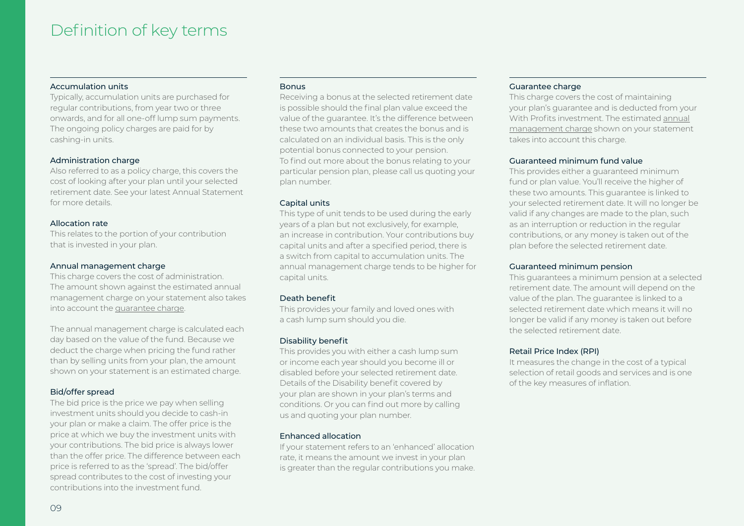# Definition of key terms

### Accumulation units

Typically, accumulation units are purchased for regular contributions, from year two or three onwards, and for all one-off lump sum payments. The ongoing policy charges are paid for by cashing-in units.

### Administration charge

Also referred to as a policy charge, this covers the cost of looking after your plan until your selected retirement date. See your latest Annual Statement for more details.

### Allocation rate

This relates to the portion of your contribution that is invested in your plan.

### Annual management charge

This charge covers the cost of administration. The amount shown against the estimated annual management charge on your statement also takes into account the guarantee charge.

The annual management charge is calculated each day based on the value of the fund. Because we deduct the charge when pricing the fund rather than by selling units from your plan, the amount shown on your statement is an estimated charge.

### Bid/offer spread

The bid price is the price we pay when selling investment units should you decide to cash-in your plan or make a claim. The offer price is the price at which we buy the investment units with your contributions. The bid price is always lower than the offer price. The difference between each price is referred to as the 'spread'. The bid/offer spread contributes to the cost of investing your contributions into the investment fund.

### Bonus

Receiving a bonus at the selected retirement date is possible should the final plan value exceed the value of the guarantee. It's the difference between these two amounts that creates the bonus and is calculated on an individual basis. This is the only potential bonus connected to your pension. To find out more about the bonus relating to your particular pension plan, please call us quoting your plan number.

### Capital units

This type of unit tends to be used during the early years of a plan but not exclusively, for example, an increase in contribution. Your contributions buy capital units and after a specified period, there is a switch from capital to accumulation units. The annual management charge tends to be higher for capital units.

### Death benefit

This provides your family and loved ones with a cash lump sum should you die.

### Disability benefit

This provides you with either a cash lump sum or income each year should you become ill or disabled before your selected retirement date. Details of the Disability benefit covered by your plan are shown in your plan's terms and conditions. Or you can find out more by calling us and quoting your plan number.

### Enhanced allocation

If your statement refers to an 'enhanced' allocation rate, it means the amount we invest in your plan is greater than the regular contributions you make.

### Guarantee charge

This charge covers the cost of maintaining your plan's guarantee and is deducted from your With Profits investment. The estimated annual management charge shown on your statement takes into account this charge.

### Guaranteed minimum fund value

This provides either a guaranteed minimum fund or plan value. You'll receive the higher of these two amounts. This guarantee is linked to your selected retirement date. It will no longer be valid if any changes are made to the plan, such as an interruption or reduction in the regular contributions, or any money is taken out of the plan before the selected retirement date.

### Guaranteed minimum pension

This guarantees a minimum pension at a selected retirement date. The amount will depend on the value of the plan. The guarantee is linked to a selected retirement date which means it will no longer be valid if any money is taken out before the selected retirement date.

### Retail Price Index (RPI)

It measures the change in the cost of a typical selection of retail goods and services and is one of the key measures of inflation.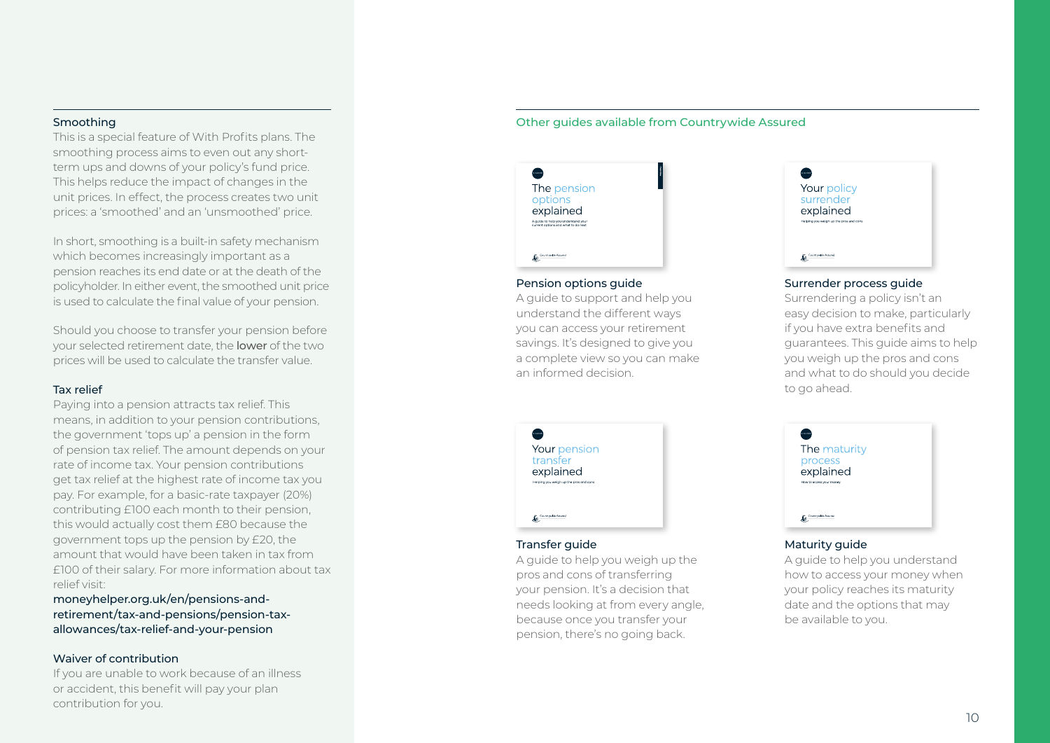### Smoothing

This is a special feature of With Profits plans. The smoothing process aims to even out any short-term ups and downs of your policy's fund price. This helps reduce the impact of changes in the unit prices. In effect, the process creates two unit prices: a 'smoothed' and an 'unsmoothed' price.

In short, smoothing is a built-in safety mechanism which becomes increasingly important as a pension reaches its end date or at the death of the policyholder. In either event, the smoothed unit price is used to calculate the final value of your pension.

Should you choose to transfer your pension before your selected retirement date, the **lower** of the two prices will be used to calculate the transfer value.

### Tax relief

Paying into a pension attracts tax relief. This means, in addition to your pension contributions, the government 'tops up' a pension in the form of pension tax relief. The amount depends on your rate of income tax. Your pension contributions get tax relief at the highest rate of income tax you pay. For example, for a basic-rate taxpayer (20%) contributing £100 each month to their pension, this would actually cost them £80 because the government tops up the pension by £20, the amount that would have been taken in tax from £100 of their salary. For more information about tax relief visit:

moneyhelper.org.uk/en/pensions-and-retirement/tax-and-pensions/pension-tax-allowances/tax-relief-and-your-pension

### Waiver of contribution

If you are unable to work because of an illness or accident, this benefit will pay your plan contribution for you.

## Other guides available from Countrywide Assured

### Pension options guide

A guide to support and help you understand the different ways you can access your retirement savings. It's designed to give you a complete view so you can make an informed decision.

### Surrender process guide

Surrendering a policy isn't an easy decision to make, particularly if you have extra benefits and guarantees. This guide aims to help you weigh up the pros and cons and what to do should you decide to go ahead.

### Transfer guide

A guide to help you weigh up the pros and cons of transferring your pension. It's a decision that needs looking at from every angle, because once you transfer your pension, there's no going back.

### Maturity guide

A guide to help you understand how to access your money when your policy reaches its maturity date and the options that may be available to you.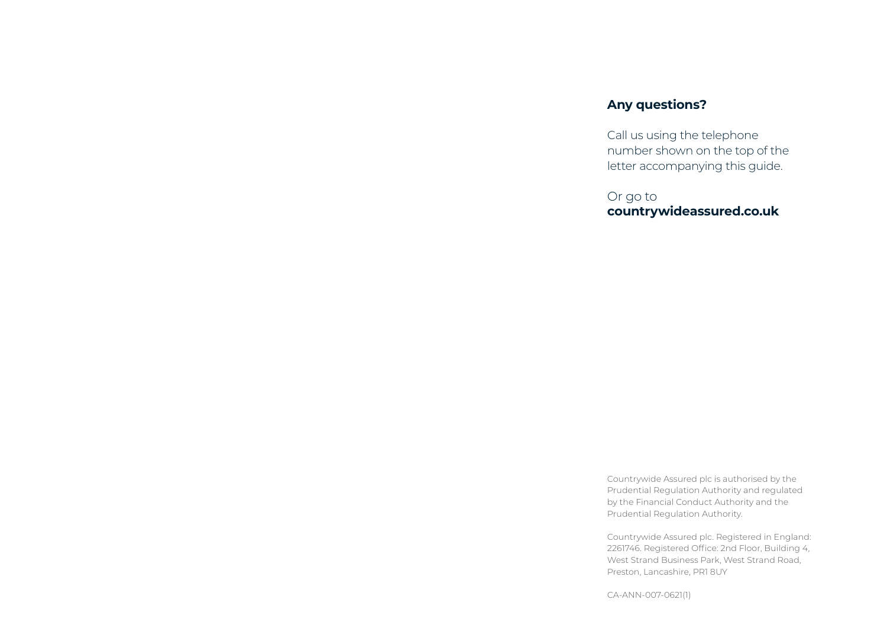**Any questions?**

Call us using the telephone number shown on the top of the letter accompanying this guide.

Or go to **countrywideassured.co.uk**

Countrywide Assured plc is authorised by the Prudential Regulation Authority and regulated by the Financial Conduct Authority and the Prudential Regulation Authority.

Countrywide Assured plc. Registered in England: 2261746. Registered Office: 2nd Floor, Building 4, West Strand Business Park, West Strand Road, Preston, Lancashire, PR1 8UY

CA-ANN-007-0621(1)